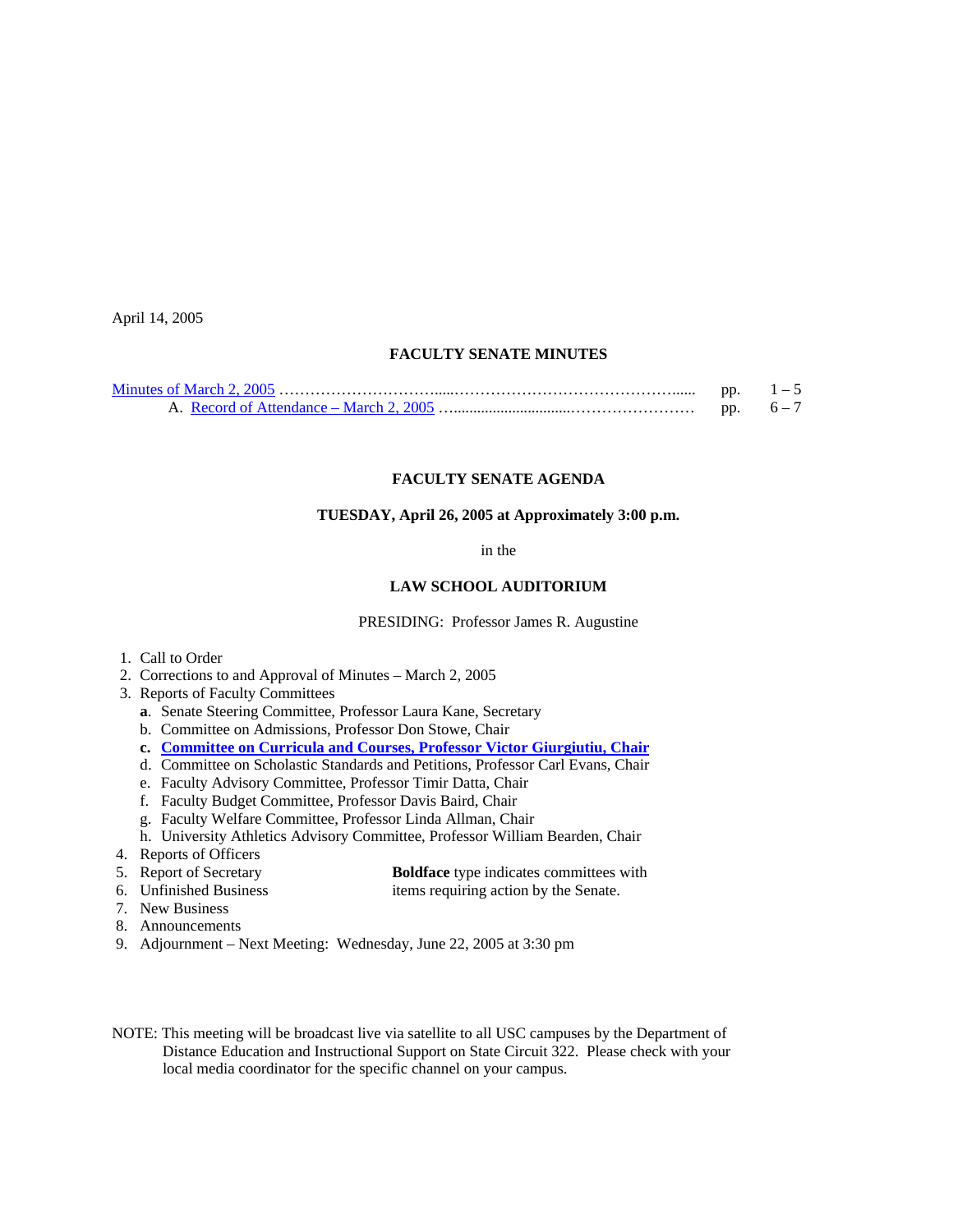April 14, 2005

## FACULTY SENATE MINUTES

Minutes of March 2, 2005 ............................................................................................ pp. 1 – 5
A. Record of Attendance – March 2, 2005 ............................................................... pp. 6 – 7

## FACULTY SENATE AGENDA

### TUESDAY, April 26, 2005 at Approximately 3:00 p.m.

in the

### LAW SCHOOL AUDITORIUM

PRESIDING: Professor James R. Augustine

1. Call to Order
2. Corrections to and Approval of Minutes – March 2, 2005
3. Reports of Faculty Committees
   - **a**. Senate Steering Committee, Professor Laura Kane, Secretary
   - b. Committee on Admissions, Professor Don Stowe, Chair
   - **c. Committee on Curricula and Courses, Professor Victor Giurgiutiu, Chair**
   - d. Committee on Scholastic Standards and Petitions, Professor Carl Evans, Chair
   - e. Faculty Advisory Committee, Professor Timir Datta, Chair
   - f. Faculty Budget Committee, Professor Davis Baird, Chair
   - g. Faculty Welfare Committee, Professor Linda Allman, Chair
   - h. University Athletics Advisory Committee, Professor William Bearden, Chair
4. Reports of Officers
5. Report of Secretary
6. Unfinished Business
7. New Business
8. Announcements
9. Adjournment – Next Meeting: Wednesday, June 22, 2005 at 3:30 pm

**Boldface** type indicates committees with items requiring action by the Senate.

NOTE: This meeting will be broadcast live via satellite to all USC campuses by the Department of Distance Education and Instructional Support on State Circuit 322. Please check with your local media coordinator for the specific channel on your campus.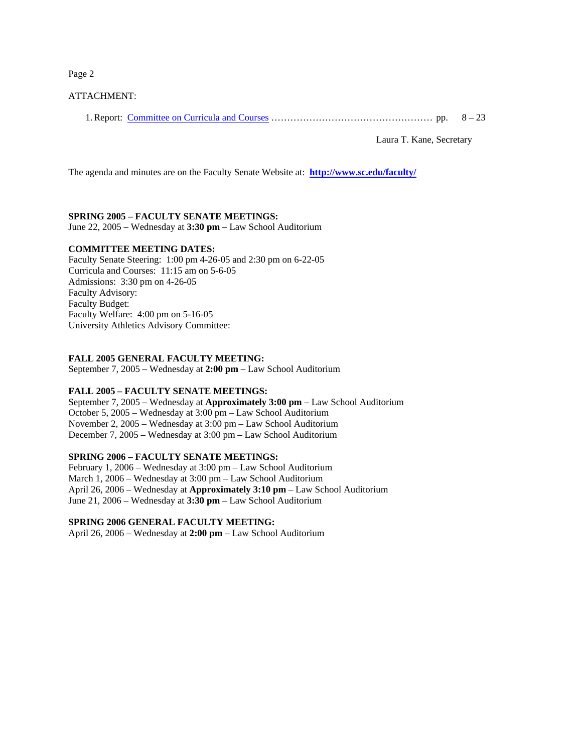ATTACHMENT:

1. Report: Committee on Curricula and Courses …………………………………………… pp. 8 – 23

Laura T. Kane, Secretary

The agenda and minutes are on the Faculty Senate Website at: **http://www.sc.edu/faculty/**

**SPRING 2005 – FACULTY SENATE MEETINGS:**
June 22, 2005 – Wednesday at **3:30 pm** – Law School Auditorium

**COMMITTEE MEETING DATES:**
Faculty Senate Steering: 1:00 pm 4-26-05 and 2:30 pm on 6-22-05
Curricula and Courses: 11:15 am on 5-6-05
Admissions: 3:30 pm on 4-26-05
Faculty Advisory:
Faculty Budget:
Faculty Welfare: 4:00 pm on 5-16-05
University Athletics Advisory Committee:

**FALL 2005 GENERAL FACULTY MEETING:**
September 7, 2005 – Wednesday at **2:00 pm** – Law School Auditorium

**FALL 2005 – FACULTY SENATE MEETINGS:**
September 7, 2005 – Wednesday at **Approximately 3:00 pm** – Law School Auditorium
October 5, 2005 – Wednesday at 3:00 pm – Law School Auditorium
November 2, 2005 – Wednesday at 3:00 pm – Law School Auditorium
December 7, 2005 – Wednesday at 3:00 pm – Law School Auditorium

**SPRING 2006 – FACULTY SENATE MEETINGS:**
February 1, 2006 – Wednesday at 3:00 pm – Law School Auditorium
March 1, 2006 – Wednesday at 3:00 pm – Law School Auditorium
April 26, 2006 – Wednesday at **Approximately 3:10 pm** – Law School Auditorium
June 21, 2006 – Wednesday at **3:30 pm** – Law School Auditorium

**SPRING 2006 GENERAL FACULTY MEETING:**
April 26, 2006 – Wednesday at **2:00 pm** – Law School Auditorium